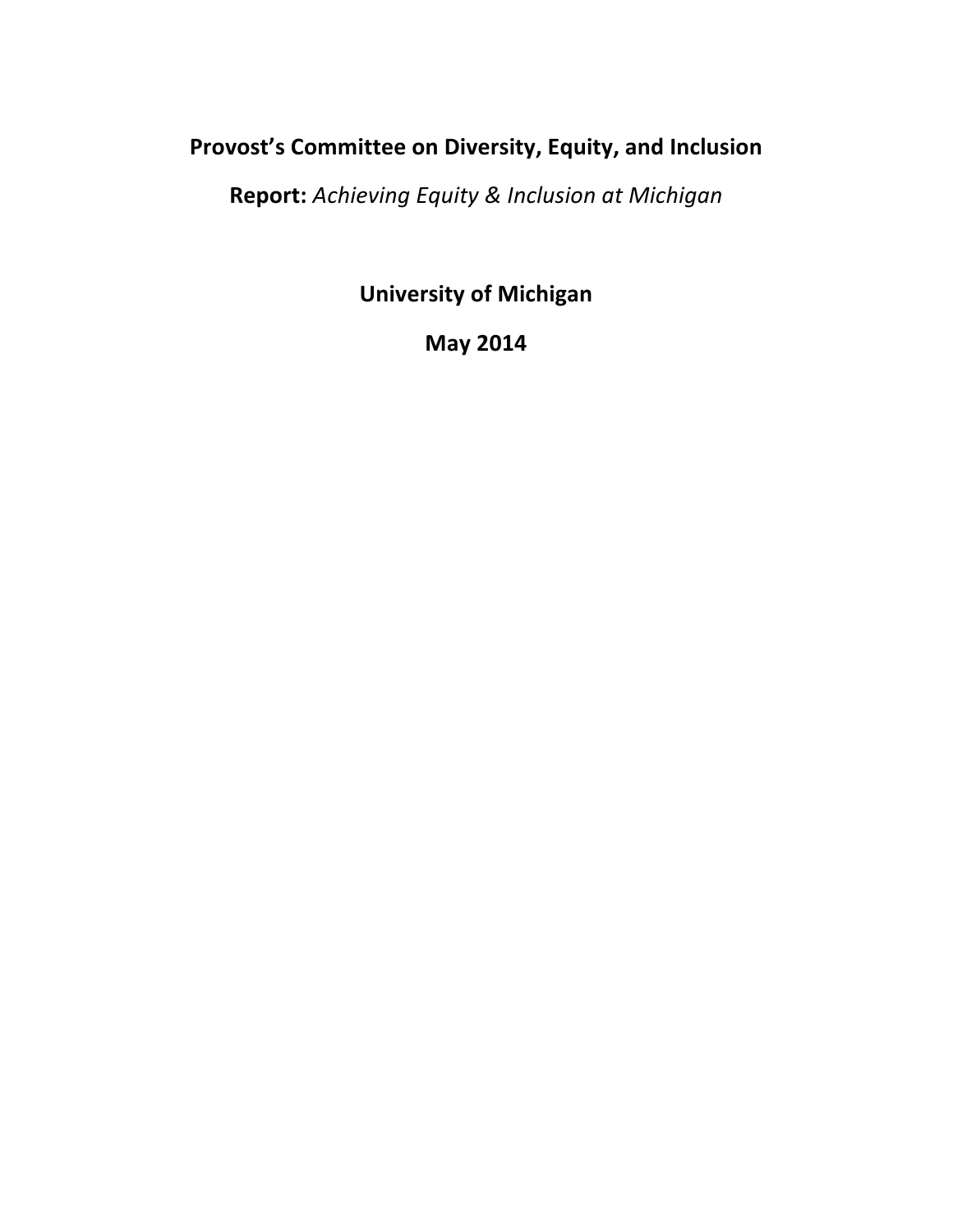# Provost's Committee on Diversity, Equity, and Inclusion

**Report:** *Achieving Equity & Inclusion at Michigan*

**University of Michigan**

**May 2014**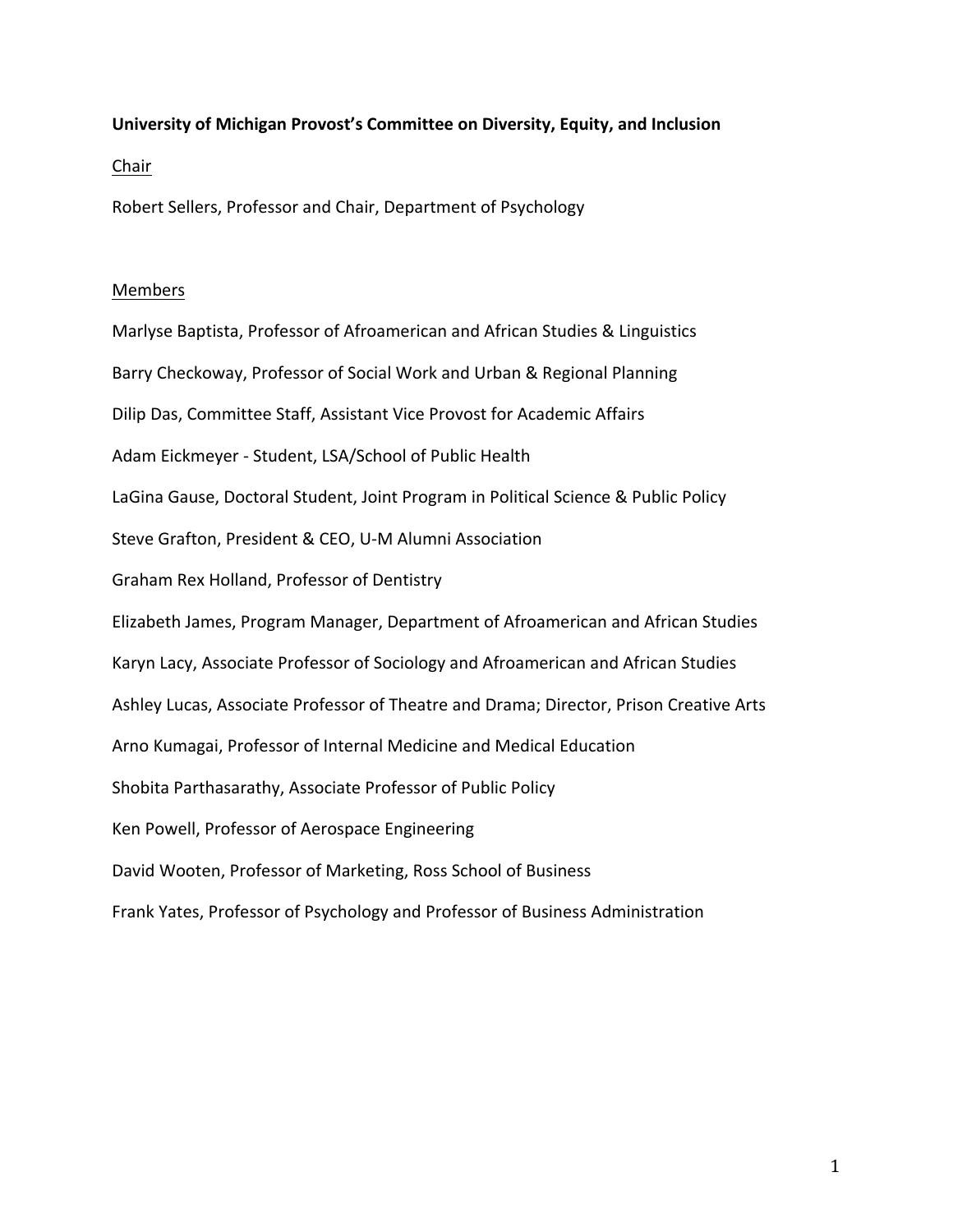**University of Michigan Provost's Committee on Diversity, Equity, and Inclusion**

Chair

Robert Sellers, Professor and Chair, Department of Psychology

Members

Marlyse Baptista, Professor of Afroamerican and African Studies & Linguistics

Barry Checkoway, Professor of Social Work and Urban & Regional Planning

Dilip Das, Committee Staff, Assistant Vice Provost for Academic Affairs

Adam Eickmeyer - Student, LSA/School of Public Health

LaGina Gause, Doctoral Student, Joint Program in Political Science & Public Policy

Steve Grafton, President & CEO, U-M Alumni Association

Graham Rex Holland, Professor of Dentistry

Elizabeth James, Program Manager, Department of Afroamerican and African Studies

Karyn Lacy, Associate Professor of Sociology and Afroamerican and African Studies

Ashley Lucas, Associate Professor of Theatre and Drama; Director, Prison Creative Arts

Arno Kumagai, Professor of Internal Medicine and Medical Education

Shobita Parthasarathy, Associate Professor of Public Policy

Ken Powell, Professor of Aerospace Engineering

David Wooten, Professor of Marketing, Ross School of Business

Frank Yates, Professor of Psychology and Professor of Business Administration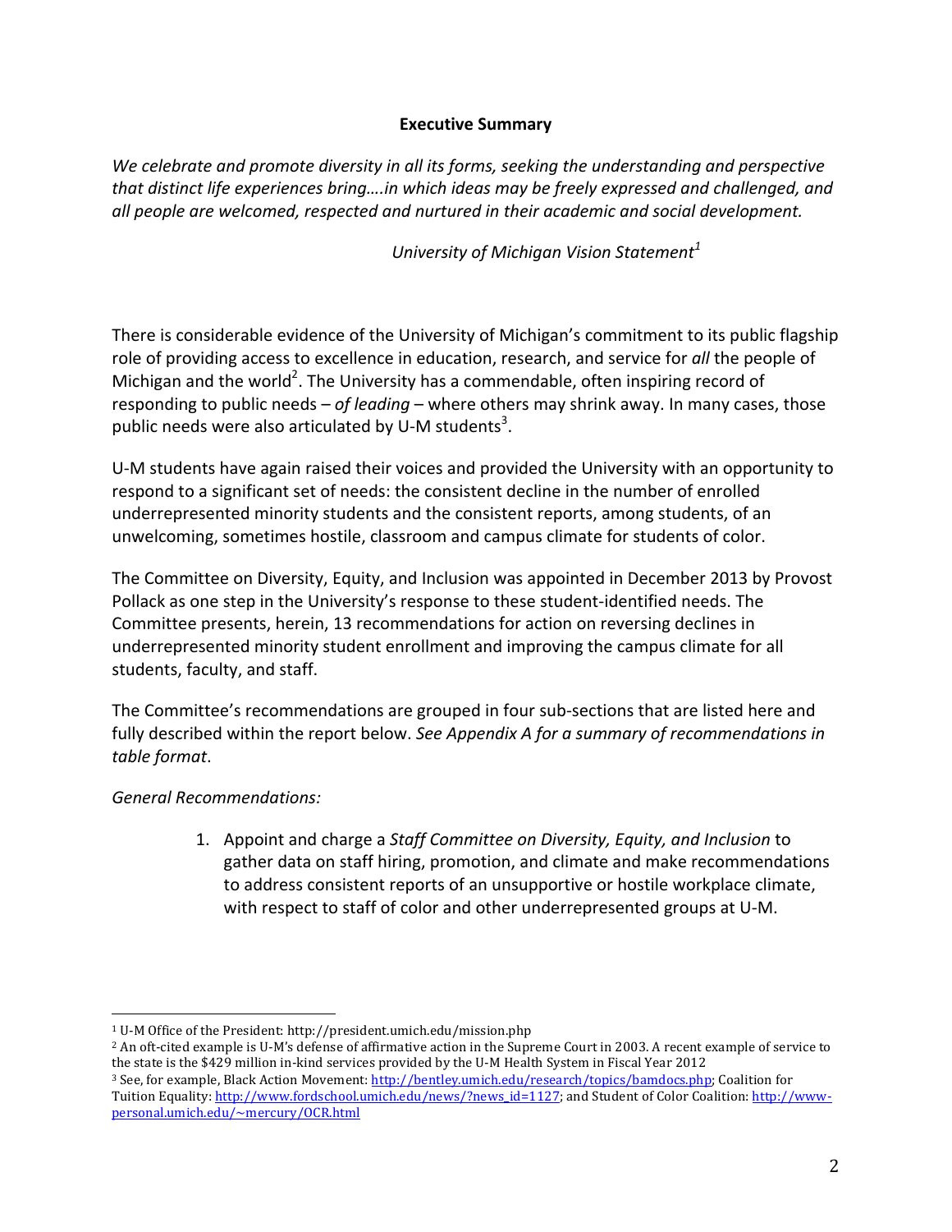## Executive Summary

*We celebrate and promote diversity in all its forms, seeking the understanding and perspective that distinct life experiences bring….in which ideas may be freely expressed and challenged, and all people are welcomed, respected and nurtured in their academic and social development.*

*University of Michigan Vision Statement*[1]

There is considerable evidence of the University of Michigan's commitment to its public flagship role of providing access to excellence in education, research, and service for *all* the people of Michigan and the world[2]. The University has a commendable, often inspiring record of responding to public needs – *of leading* – where others may shrink away. In many cases, those public needs were also articulated by U-M students[3].

U-M students have again raised their voices and provided the University with an opportunity to respond to a significant set of needs: the consistent decline in the number of enrolled underrepresented minority students and the consistent reports, among students, of an unwelcoming, sometimes hostile, classroom and campus climate for students of color.

The Committee on Diversity, Equity, and Inclusion was appointed in December 2013 by Provost Pollack as one step in the University's response to these student-identified needs. The Committee presents, herein, 13 recommendations for action on reversing declines in underrepresented minority student enrollment and improving the campus climate for all students, faculty, and staff.

The Committee's recommendations are grouped in four sub-sections that are listed here and fully described within the report below. *See Appendix A for a summary of recommendations in table format*.

*General Recommendations:*

1. Appoint and charge a *Staff Committee on Diversity, Equity, and Inclusion* to gather data on staff hiring, promotion, and climate and make recommendations to address consistent reports of an unsupportive or hostile workplace climate, with respect to staff of color and other underrepresented groups at U-M.

---

[1] U-M Office of the President: http://president.umich.edu/mission.php

[2] An oft-cited example is U-M's defense of affirmative action in the Supreme Court in 2003. A recent example of service to the state is the $429 million in-kind services provided by the U-M Health System in Fiscal Year 2012

[3] See, for example, Black Action Movement: http://bentley.umich.edu/research/topics/bamdocs.php; Coalition for Tuition Equality: http://www.fordschool.umich.edu/news/?news_id=1127; and Student of Color Coalition: http://www-personal.umich.edu/~mercury/OCR.html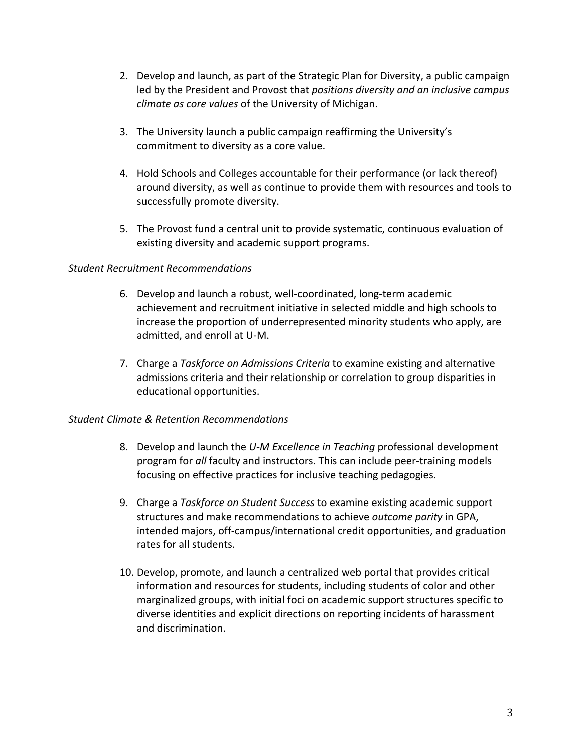2. Develop and launch, as part of the Strategic Plan for Diversity, a public campaign led by the President and Provost that *positions diversity and an inclusive campus climate as core values* of the University of Michigan.

3. The University launch a public campaign reaffirming the University's commitment to diversity as a core value.

4. Hold Schools and Colleges accountable for their performance (or lack thereof) around diversity, as well as continue to provide them with resources and tools to successfully promote diversity.

5. The Provost fund a central unit to provide systematic, continuous evaluation of existing diversity and academic support programs.

*Student Recruitment Recommendations*

6. Develop and launch a robust, well-coordinated, long-term academic achievement and recruitment initiative in selected middle and high schools to increase the proportion of underrepresented minority students who apply, are admitted, and enroll at U-M.

7. Charge a *Taskforce on Admissions Criteria* to examine existing and alternative admissions criteria and their relationship or correlation to group disparities in educational opportunities.

*Student Climate & Retention Recommendations*

8. Develop and launch the *U-M Excellence in Teaching* professional development program for *all* faculty and instructors. This can include peer-training models focusing on effective practices for inclusive teaching pedagogies.

9. Charge a *Taskforce on Student Success* to examine existing academic support structures and make recommendations to achieve *outcome parity* in GPA, intended majors, off-campus/international credit opportunities, and graduation rates for all students.

10. Develop, promote, and launch a centralized web portal that provides critical information and resources for students, including students of color and other marginalized groups, with initial foci on academic support structures specific to diverse identities and explicit directions on reporting incidents of harassment and discrimination.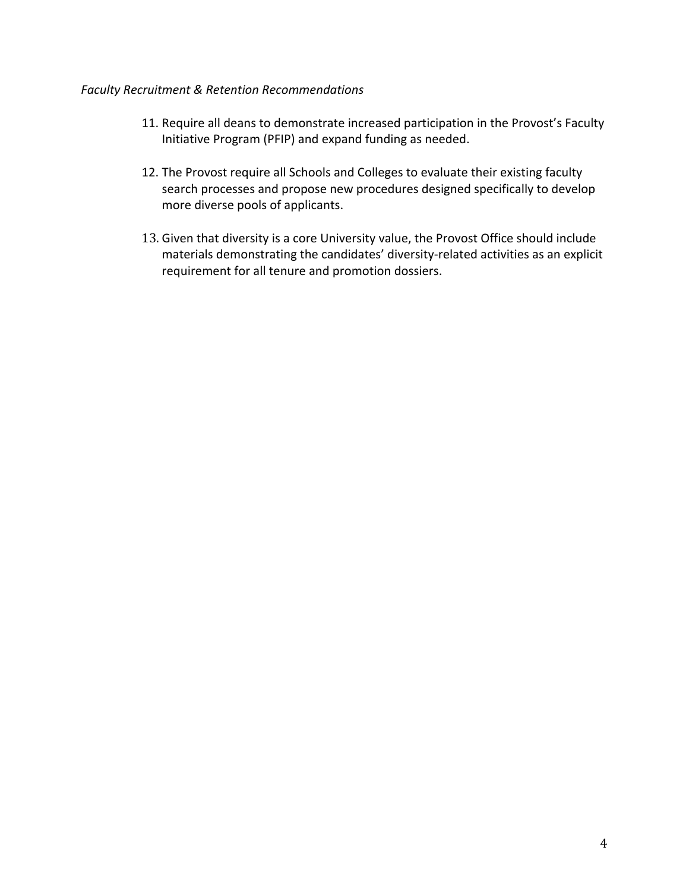*Faculty Recruitment & Retention Recommendations*

11. Require all deans to demonstrate increased participation in the Provost's Faculty Initiative Program (PFIP) and expand funding as needed.

12. The Provost require all Schools and Colleges to evaluate their existing faculty search processes and propose new procedures designed specifically to develop more diverse pools of applicants.

13. Given that diversity is a core University value, the Provost Office should include materials demonstrating the candidates' diversity-related activities as an explicit requirement for all tenure and promotion dossiers.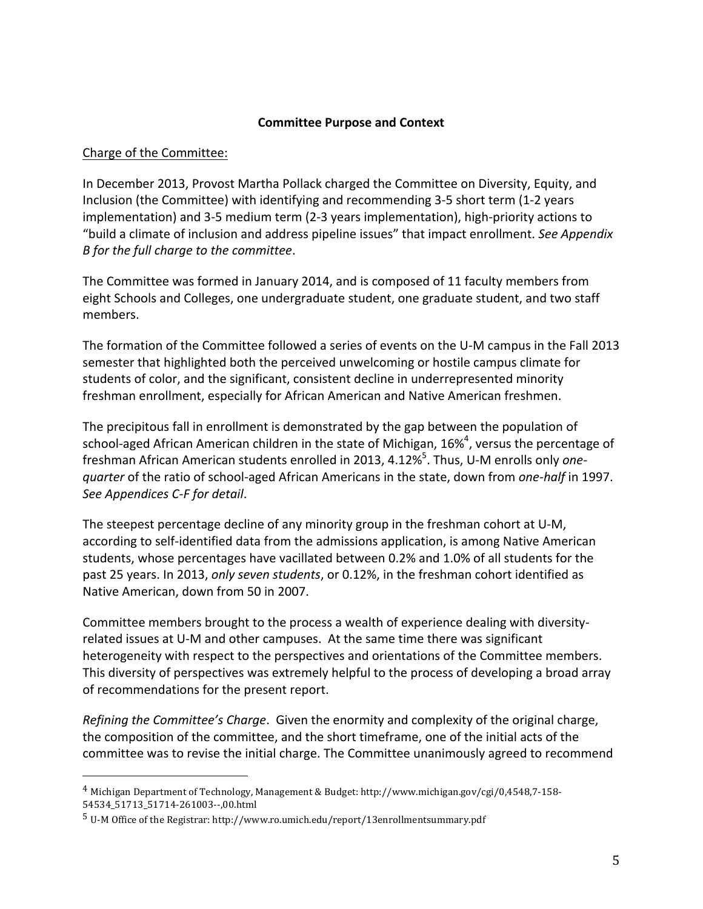## Committee Purpose and Context

Charge of the Committee:

In December 2013, Provost Martha Pollack charged the Committee on Diversity, Equity, and Inclusion (the Committee) with identifying and recommending 3-5 short term (1-2 years implementation) and 3-5 medium term (2-3 years implementation), high-priority actions to "build a climate of inclusion and address pipeline issues" that impact enrollment. *See Appendix B for the full charge to the committee*.

The Committee was formed in January 2014, and is composed of 11 faculty members from eight Schools and Colleges, one undergraduate student, one graduate student, and two staff members.

The formation of the Committee followed a series of events on the U-M campus in the Fall 2013 semester that highlighted both the perceived unwelcoming or hostile campus climate for students of color, and the significant, consistent decline in underrepresented minority freshman enrollment, especially for African American and Native American freshmen.

The precipitous fall in enrollment is demonstrated by the gap between the population of school-aged African American children in the state of Michigan, 16%[4], versus the percentage of freshman African American students enrolled in 2013, 4.12%[5]. Thus, U-M enrolls only *one-quarter* of the ratio of school-aged African Americans in the state, down from *one-half* in 1997. *See Appendices C-F for detail*.

The steepest percentage decline of any minority group in the freshman cohort at U-M, according to self-identified data from the admissions application, is among Native American students, whose percentages have vacillated between 0.2% and 1.0% of all students for the past 25 years. In 2013, *only seven students*, or 0.12%, in the freshman cohort identified as Native American, down from 50 in 2007.

Committee members brought to the process a wealth of experience dealing with diversity-related issues at U-M and other campuses. At the same time there was significant heterogeneity with respect to the perspectives and orientations of the Committee members. This diversity of perspectives was extremely helpful to the process of developing a broad array of recommendations for the present report.

*Refining the Committee's Charge*. Given the enormity and complexity of the original charge, the composition of the committee, and the short timeframe, one of the initial acts of the committee was to revise the initial charge. The Committee unanimously agreed to recommend

[4] Michigan Department of Technology, Management & Budget: http://www.michigan.gov/cgi/0,4548,7-158-54534_51713_51714-261003--,00.html

[5] U-M Office of the Registrar: http://www.ro.umich.edu/report/13enrollmentsummary.pdf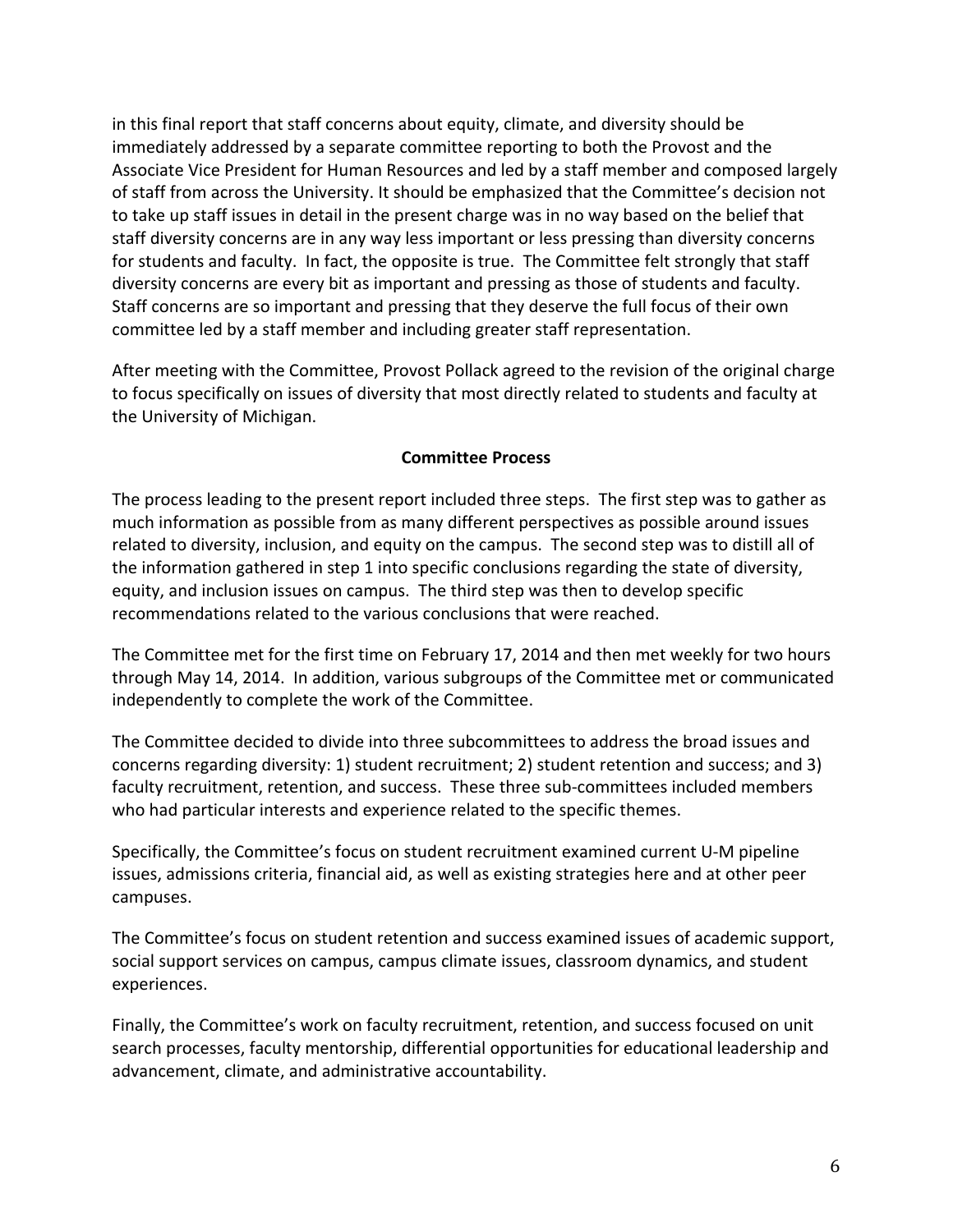in this final report that staff concerns about equity, climate, and diversity should be immediately addressed by a separate committee reporting to both the Provost and the Associate Vice President for Human Resources and led by a staff member and composed largely of staff from across the University. It should be emphasized that the Committee's decision not to take up staff issues in detail in the present charge was in no way based on the belief that staff diversity concerns are in any way less important or less pressing than diversity concerns for students and faculty. In fact, the opposite is true. The Committee felt strongly that staff diversity concerns are every bit as important and pressing as those of students and faculty. Staff concerns are so important and pressing that they deserve the full focus of their own committee led by a staff member and including greater staff representation.

After meeting with the Committee, Provost Pollack agreed to the revision of the original charge to focus specifically on issues of diversity that most directly related to students and faculty at the University of Michigan.

## Committee Process

The process leading to the present report included three steps. The first step was to gather as much information as possible from as many different perspectives as possible around issues related to diversity, inclusion, and equity on the campus. The second step was to distill all of the information gathered in step 1 into specific conclusions regarding the state of diversity, equity, and inclusion issues on campus. The third step was then to develop specific recommendations related to the various conclusions that were reached.

The Committee met for the first time on February 17, 2014 and then met weekly for two hours through May 14, 2014. In addition, various subgroups of the Committee met or communicated independently to complete the work of the Committee.

The Committee decided to divide into three subcommittees to address the broad issues and concerns regarding diversity: 1) student recruitment; 2) student retention and success; and 3) faculty recruitment, retention, and success. These three sub-committees included members who had particular interests and experience related to the specific themes.

Specifically, the Committee's focus on student recruitment examined current U-M pipeline issues, admissions criteria, financial aid, as well as existing strategies here and at other peer campuses.

The Committee's focus on student retention and success examined issues of academic support, social support services on campus, campus climate issues, classroom dynamics, and student experiences.

Finally, the Committee's work on faculty recruitment, retention, and success focused on unit search processes, faculty mentorship, differential opportunities for educational leadership and advancement, climate, and administrative accountability.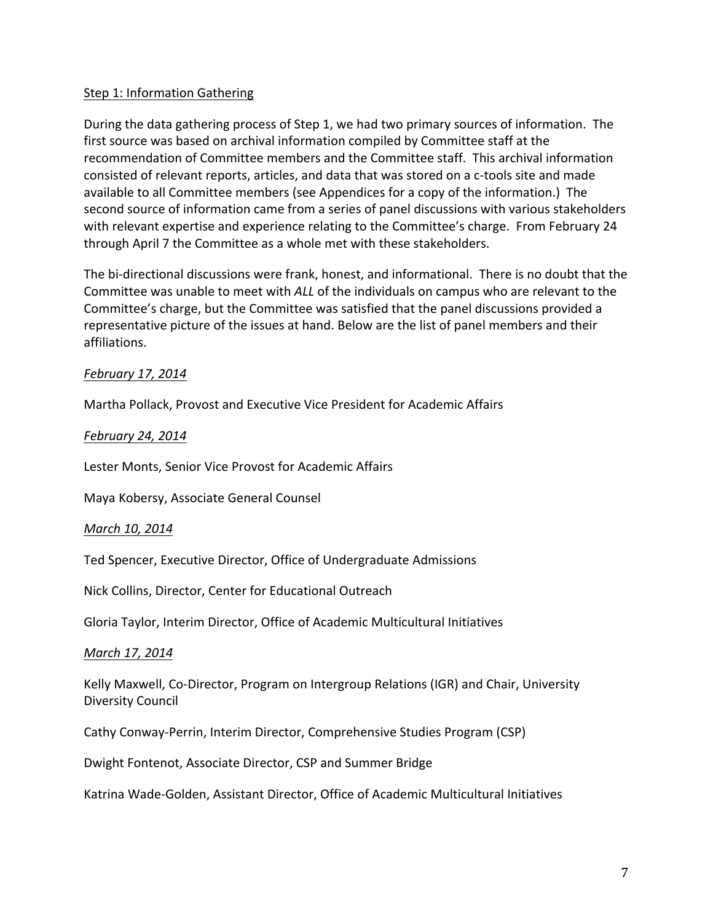Step 1: Information Gathering

During the data gathering process of Step 1, we had two primary sources of information. The first source was based on archival information compiled by Committee staff at the recommendation of Committee members and the Committee staff. This archival information consisted of relevant reports, articles, and data that was stored on a c-tools site and made available to all Committee members (see Appendices for a copy of the information.) The second source of information came from a series of panel discussions with various stakeholders with relevant expertise and experience relating to the Committee's charge. From February 24 through April 7 the Committee as a whole met with these stakeholders.

The bi-directional discussions were frank, honest, and informational. There is no doubt that the Committee was unable to meet with *ALL* of the individuals on campus who are relevant to the Committee's charge, but the Committee was satisfied that the panel discussions provided a representative picture of the issues at hand. Below are the list of panel members and their affiliations.

*February 17, 2014*

Martha Pollack, Provost and Executive Vice President for Academic Affairs

*February 24, 2014*

Lester Monts, Senior Vice Provost for Academic Affairs

Maya Kobersy, Associate General Counsel

*March 10, 2014*

Ted Spencer, Executive Director, Office of Undergraduate Admissions

Nick Collins, Director, Center for Educational Outreach

Gloria Taylor, Interim Director, Office of Academic Multicultural Initiatives

*March 17, 2014*

Kelly Maxwell, Co-Director, Program on Intergroup Relations (IGR) and Chair, University Diversity Council

Cathy Conway-Perrin, Interim Director, Comprehensive Studies Program (CSP)

Dwight Fontenot, Associate Director, CSP and Summer Bridge

Katrina Wade-Golden, Assistant Director, Office of Academic Multicultural Initiatives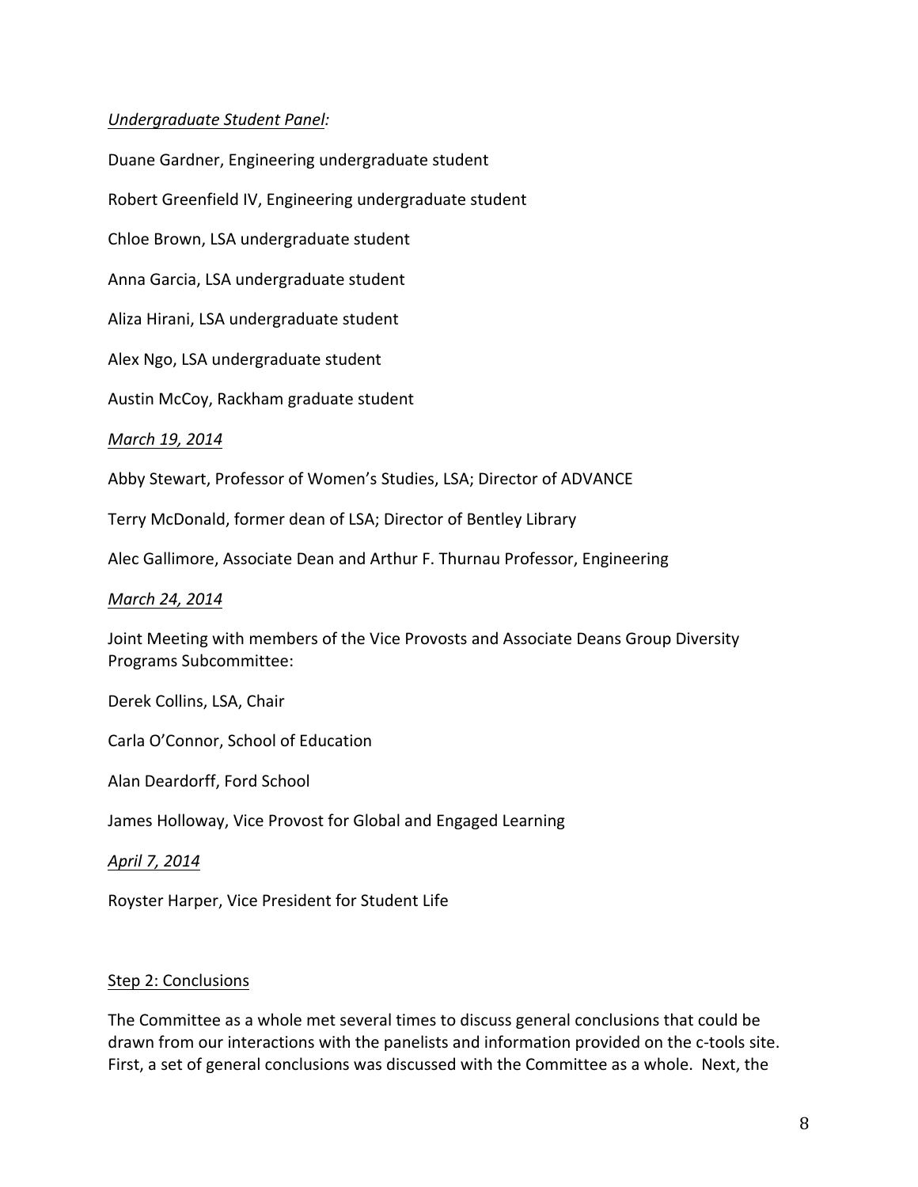*Undergraduate Student Panel:*

Duane Gardner, Engineering undergraduate student

Robert Greenfield IV, Engineering undergraduate student

Chloe Brown, LSA undergraduate student

Anna Garcia, LSA undergraduate student

Aliza Hirani, LSA undergraduate student

Alex Ngo, LSA undergraduate student

Austin McCoy, Rackham graduate student

*March 19, 2014*

Abby Stewart, Professor of Women's Studies, LSA; Director of ADVANCE

Terry McDonald, former dean of LSA; Director of Bentley Library

Alec Gallimore, Associate Dean and Arthur F. Thurnau Professor, Engineering

*March 24, 2014*

Joint Meeting with members of the Vice Provosts and Associate Deans Group Diversity Programs Subcommittee:

Derek Collins, LSA, Chair

Carla O'Connor, School of Education

Alan Deardorff, Ford School

James Holloway, Vice Provost for Global and Engaged Learning

*April 7, 2014*

Royster Harper, Vice President for Student Life

Step 2: Conclusions

The Committee as a whole met several times to discuss general conclusions that could be drawn from our interactions with the panelists and information provided on the c-tools site. First, a set of general conclusions was discussed with the Committee as a whole. Next, the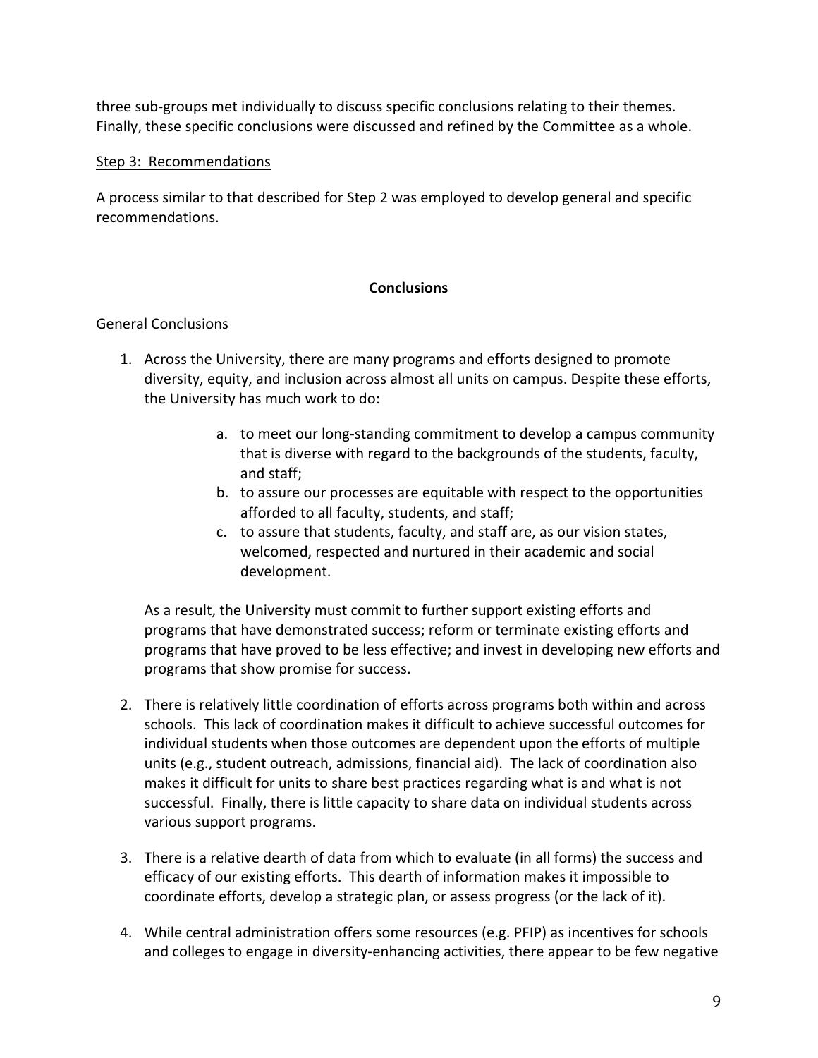three sub-groups met individually to discuss specific conclusions relating to their themes. Finally, these specific conclusions were discussed and refined by the Committee as a whole.

Step 3: Recommendations

A process similar to that described for Step 2 was employed to develop general and specific recommendations.

**Conclusions**

General Conclusions

1. Across the University, there are many programs and efforts designed to promote diversity, equity, and inclusion across almost all units on campus. Despite these efforts, the University has much work to do:

    a. to meet our long-standing commitment to develop a campus community that is diverse with regard to the backgrounds of the students, faculty, and staff;
    b. to assure our processes are equitable with respect to the opportunities afforded to all faculty, students, and staff;
    c. to assure that students, faculty, and staff are, as our vision states, welcomed, respected and nurtured in their academic and social development.

    As a result, the University must commit to further support existing efforts and programs that have demonstrated success; reform or terminate existing efforts and programs that have proved to be less effective; and invest in developing new efforts and programs that show promise for success.

2. There is relatively little coordination of efforts across programs both within and across schools. This lack of coordination makes it difficult to achieve successful outcomes for individual students when those outcomes are dependent upon the efforts of multiple units (e.g., student outreach, admissions, financial aid). The lack of coordination also makes it difficult for units to share best practices regarding what is and what is not successful. Finally, there is little capacity to share data on individual students across various support programs.

3. There is a relative dearth of data from which to evaluate (in all forms) the success and efficacy of our existing efforts. This dearth of information makes it impossible to coordinate efforts, develop a strategic plan, or assess progress (or the lack of it).

4. While central administration offers some resources (e.g. PFIP) as incentives for schools and colleges to engage in diversity-enhancing activities, there appear to be few negative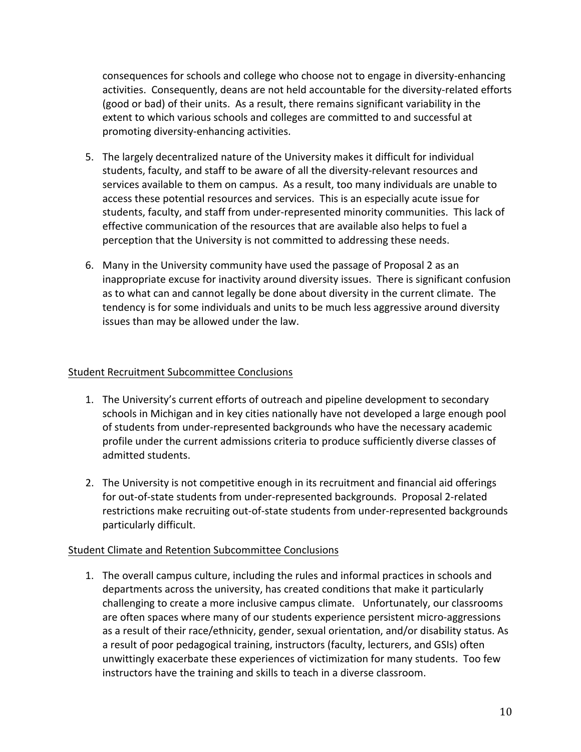consequences for schools and college who choose not to engage in diversity-enhancing activities. Consequently, deans are not held accountable for the diversity-related efforts (good or bad) of their units. As a result, there remains significant variability in the extent to which various schools and colleges are committed to and successful at promoting diversity-enhancing activities.

5. The largely decentralized nature of the University makes it difficult for individual students, faculty, and staff to be aware of all the diversity-relevant resources and services available to them on campus. As a result, too many individuals are unable to access these potential resources and services. This is an especially acute issue for students, faculty, and staff from under-represented minority communities. This lack of effective communication of the resources that are available also helps to fuel a perception that the University is not committed to addressing these needs.

6. Many in the University community have used the passage of Proposal 2 as an inappropriate excuse for inactivity around diversity issues. There is significant confusion as to what can and cannot legally be done about diversity in the current climate. The tendency is for some individuals and units to be much less aggressive around diversity issues than may be allowed under the law.

<u>Student Recruitment Subcommittee Conclusions</u>

1. The University's current efforts of outreach and pipeline development to secondary schools in Michigan and in key cities nationally have not developed a large enough pool of students from under-represented backgrounds who have the necessary academic profile under the current admissions criteria to produce sufficiently diverse classes of admitted students.

2. The University is not competitive enough in its recruitment and financial aid offerings for out-of-state students from under-represented backgrounds. Proposal 2-related restrictions make recruiting out-of-state students from under-represented backgrounds particularly difficult.

<u>Student Climate and Retention Subcommittee Conclusions</u>

1. The overall campus culture, including the rules and informal practices in schools and departments across the university, has created conditions that make it particularly challenging to create a more inclusive campus climate. Unfortunately, our classrooms are often spaces where many of our students experience persistent micro-aggressions as a result of their race/ethnicity, gender, sexual orientation, and/or disability status. As a result of poor pedagogical training, instructors (faculty, lecturers, and GSIs) often unwittingly exacerbate these experiences of victimization for many students. Too few instructors have the training and skills to teach in a diverse classroom.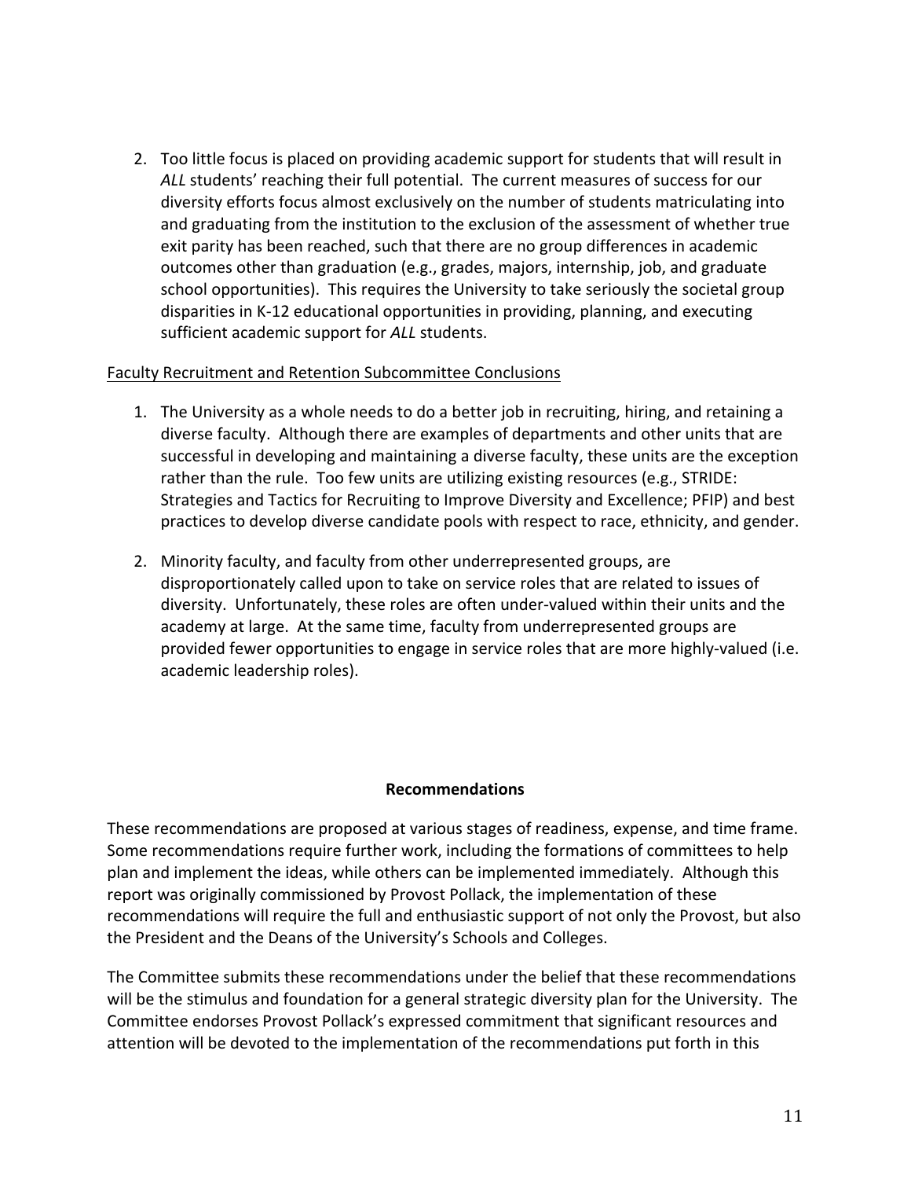2. Too little focus is placed on providing academic support for students that will result in *ALL* students' reaching their full potential. The current measures of success for our diversity efforts focus almost exclusively on the number of students matriculating into and graduating from the institution to the exclusion of the assessment of whether true exit parity has been reached, such that there are no group differences in academic outcomes other than graduation (e.g., grades, majors, internship, job, and graduate school opportunities). This requires the University to take seriously the societal group disparities in K-12 educational opportunities in providing, planning, and executing sufficient academic support for *ALL* students.

<u>Faculty Recruitment and Retention Subcommittee Conclusions</u>

1. The University as a whole needs to do a better job in recruiting, hiring, and retaining a diverse faculty. Although there are examples of departments and other units that are successful in developing and maintaining a diverse faculty, these units are the exception rather than the rule. Too few units are utilizing existing resources (e.g., STRIDE: Strategies and Tactics for Recruiting to Improve Diversity and Excellence; PFIP) and best practices to develop diverse candidate pools with respect to race, ethnicity, and gender.

2. Minority faculty, and faculty from other underrepresented groups, are disproportionately called upon to take on service roles that are related to issues of diversity. Unfortunately, these roles are often under-valued within their units and the academy at large. At the same time, faculty from underrepresented groups are provided fewer opportunities to engage in service roles that are more highly-valued (i.e. academic leadership roles).

## Recommendations

These recommendations are proposed at various stages of readiness, expense, and time frame. Some recommendations require further work, including the formations of committees to help plan and implement the ideas, while others can be implemented immediately. Although this report was originally commissioned by Provost Pollack, the implementation of these recommendations will require the full and enthusiastic support of not only the Provost, but also the President and the Deans of the University's Schools and Colleges.

The Committee submits these recommendations under the belief that these recommendations will be the stimulus and foundation for a general strategic diversity plan for the University. The Committee endorses Provost Pollack's expressed commitment that significant resources and attention will be devoted to the implementation of the recommendations put forth in this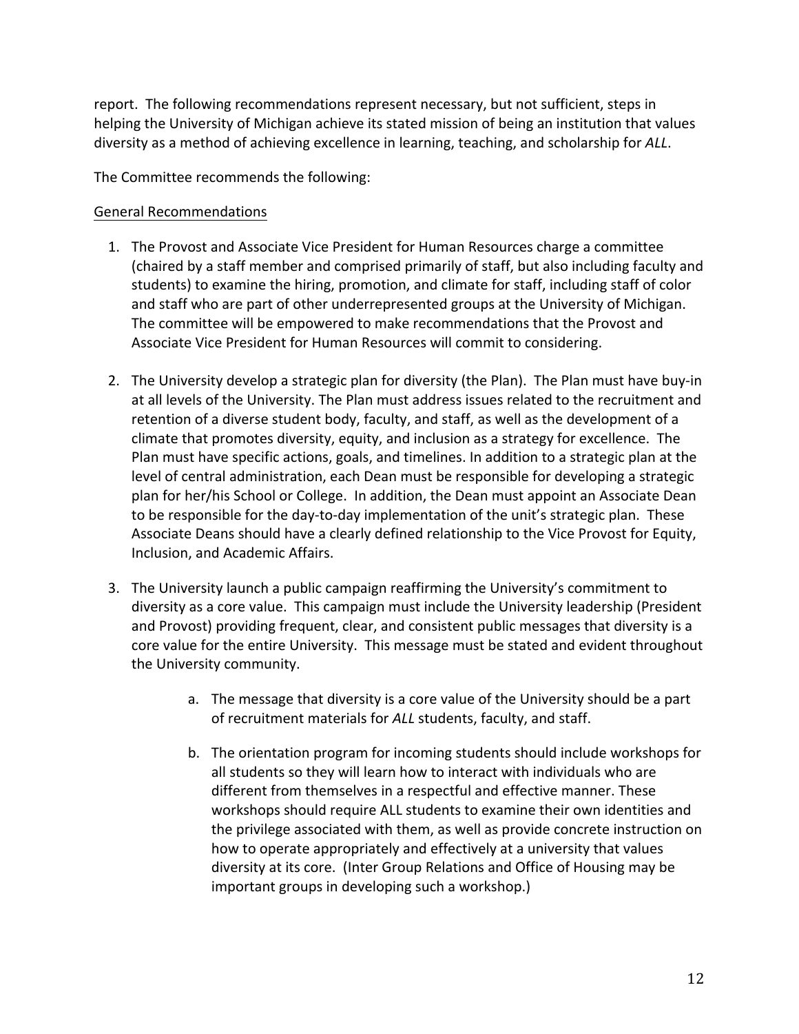report. The following recommendations represent necessary, but not sufficient, steps in helping the University of Michigan achieve its stated mission of being an institution that values diversity as a method of achieving excellence in learning, teaching, and scholarship for *ALL*.

The Committee recommends the following:

<u>General Recommendations</u>

1. The Provost and Associate Vice President for Human Resources charge a committee (chaired by a staff member and comprised primarily of staff, but also including faculty and students) to examine the hiring, promotion, and climate for staff, including staff of color and staff who are part of other underrepresented groups at the University of Michigan. The committee will be empowered to make recommendations that the Provost and Associate Vice President for Human Resources will commit to considering.

2. The University develop a strategic plan for diversity (the Plan). The Plan must have buy-in at all levels of the University. The Plan must address issues related to the recruitment and retention of a diverse student body, faculty, and staff, as well as the development of a climate that promotes diversity, equity, and inclusion as a strategy for excellence. The Plan must have specific actions, goals, and timelines. In addition to a strategic plan at the level of central administration, each Dean must be responsible for developing a strategic plan for her/his School or College. In addition, the Dean must appoint an Associate Dean to be responsible for the day-to-day implementation of the unit's strategic plan. These Associate Deans should have a clearly defined relationship to the Vice Provost for Equity, Inclusion, and Academic Affairs.

3. The University launch a public campaign reaffirming the University's commitment to diversity as a core value. This campaign must include the University leadership (President and Provost) providing frequent, clear, and consistent public messages that diversity is a core value for the entire University. This message must be stated and evident throughout the University community.

    a. The message that diversity is a core value of the University should be a part of recruitment materials for *ALL* students, faculty, and staff.

    b. The orientation program for incoming students should include workshops for all students so they will learn how to interact with individuals who are different from themselves in a respectful and effective manner. These workshops should require ALL students to examine their own identities and the privilege associated with them, as well as provide concrete instruction on how to operate appropriately and effectively at a university that values diversity at its core. (Inter Group Relations and Office of Housing may be important groups in developing such a workshop.)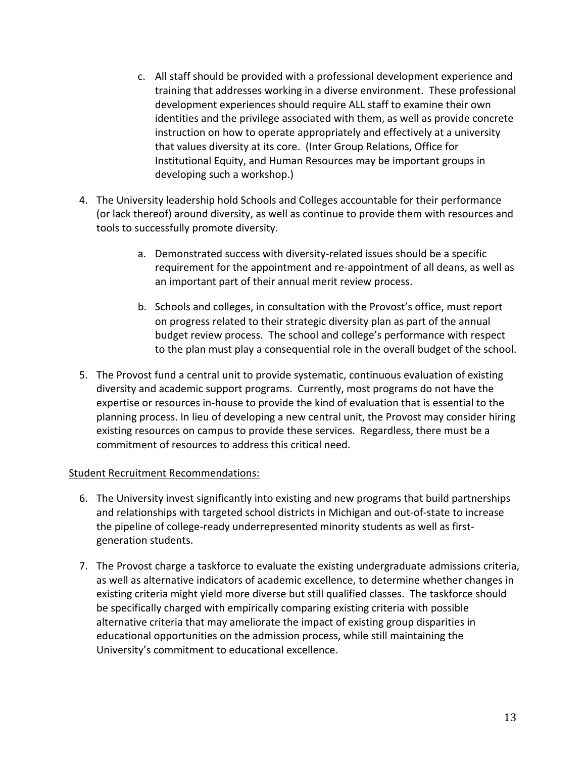c. All staff should be provided with a professional development experience and training that addresses working in a diverse environment. These professional development experiences should require ALL staff to examine their own identities and the privilege associated with them, as well as provide concrete instruction on how to operate appropriately and effectively at a university that values diversity at its core. (Inter Group Relations, Office for Institutional Equity, and Human Resources may be important groups in developing such a workshop.)

4. The University leadership hold Schools and Colleges accountable for their performance (or lack thereof) around diversity, as well as continue to provide them with resources and tools to successfully promote diversity.

    a. Demonstrated success with diversity-related issues should be a specific requirement for the appointment and re-appointment of all deans, as well as an important part of their annual merit review process.

    b. Schools and colleges, in consultation with the Provost's office, must report on progress related to their strategic diversity plan as part of the annual budget review process. The school and college's performance with respect to the plan must play a consequential role in the overall budget of the school.

5. The Provost fund a central unit to provide systematic, continuous evaluation of existing diversity and academic support programs. Currently, most programs do not have the expertise or resources in-house to provide the kind of evaluation that is essential to the planning process. In lieu of developing a new central unit, the Provost may consider hiring existing resources on campus to provide these services. Regardless, there must be a commitment of resources to address this critical need.

<u>Student Recruitment Recommendations:</u>

6. The University invest significantly into existing and new programs that build partnerships and relationships with targeted school districts in Michigan and out-of-state to increase the pipeline of college-ready underrepresented minority students as well as first-generation students.

7. The Provost charge a taskforce to evaluate the existing undergraduate admissions criteria, as well as alternative indicators of academic excellence, to determine whether changes in existing criteria might yield more diverse but still qualified classes. The taskforce should be specifically charged with empirically comparing existing criteria with possible alternative criteria that may ameliorate the impact of existing group disparities in educational opportunities on the admission process, while still maintaining the University's commitment to educational excellence.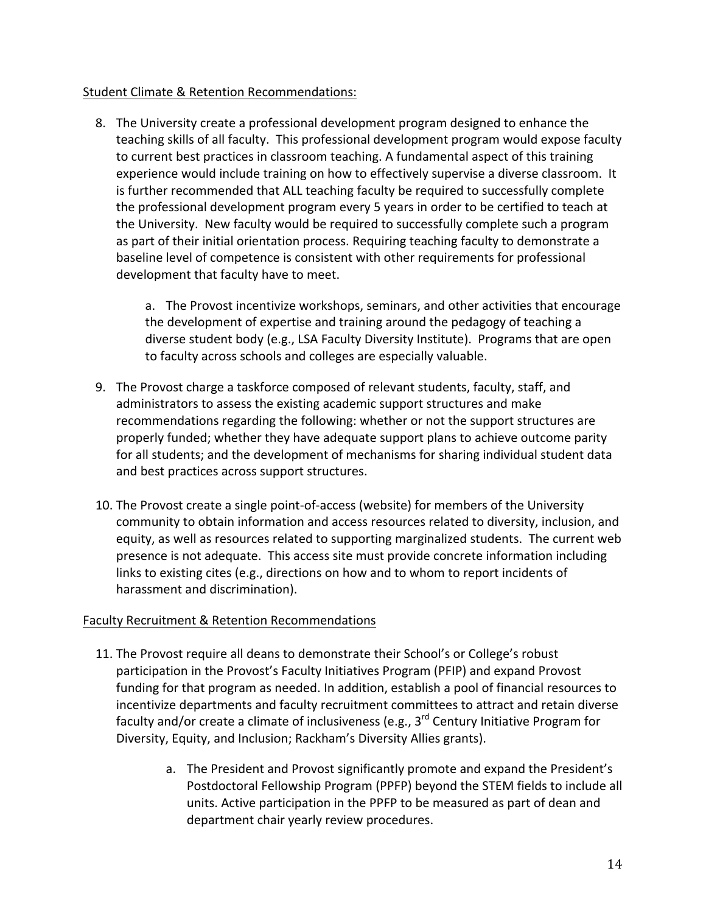Student Climate & Retention Recommendations:

8. The University create a professional development program designed to enhance the teaching skills of all faculty. This professional development program would expose faculty to current best practices in classroom teaching. A fundamental aspect of this training experience would include training on how to effectively supervise a diverse classroom. It is further recommended that ALL teaching faculty be required to successfully complete the professional development program every 5 years in order to be certified to teach at the University. New faculty would be required to successfully complete such a program as part of their initial orientation process. Requiring teaching faculty to demonstrate a baseline level of competence is consistent with other requirements for professional development that faculty have to meet.

    a. The Provost incentivize workshops, seminars, and other activities that encourage the development of expertise and training around the pedagogy of teaching a diverse student body (e.g., LSA Faculty Diversity Institute). Programs that are open to faculty across schools and colleges are especially valuable.

9. The Provost charge a taskforce composed of relevant students, faculty, staff, and administrators to assess the existing academic support structures and make recommendations regarding the following: whether or not the support structures are properly funded; whether they have adequate support plans to achieve outcome parity for all students; and the development of mechanisms for sharing individual student data and best practices across support structures.

10. The Provost create a single point-of-access (website) for members of the University community to obtain information and access resources related to diversity, inclusion, and equity, as well as resources related to supporting marginalized students. The current web presence is not adequate. This access site must provide concrete information including links to existing cites (e.g., directions on how and to whom to report incidents of harassment and discrimination).

Faculty Recruitment & Retention Recommendations

11. The Provost require all deans to demonstrate their School's or College's robust participation in the Provost's Faculty Initiatives Program (PFIP) and expand Provost funding for that program as needed. In addition, establish a pool of financial resources to incentivize departments and faculty recruitment committees to attract and retain diverse faculty and/or create a climate of inclusiveness (e.g., 3rd Century Initiative Program for Diversity, Equity, and Inclusion; Rackham's Diversity Allies grants).

    a. The President and Provost significantly promote and expand the President's Postdoctoral Fellowship Program (PPFP) beyond the STEM fields to include all units. Active participation in the PPFP to be measured as part of dean and department chair yearly review procedures.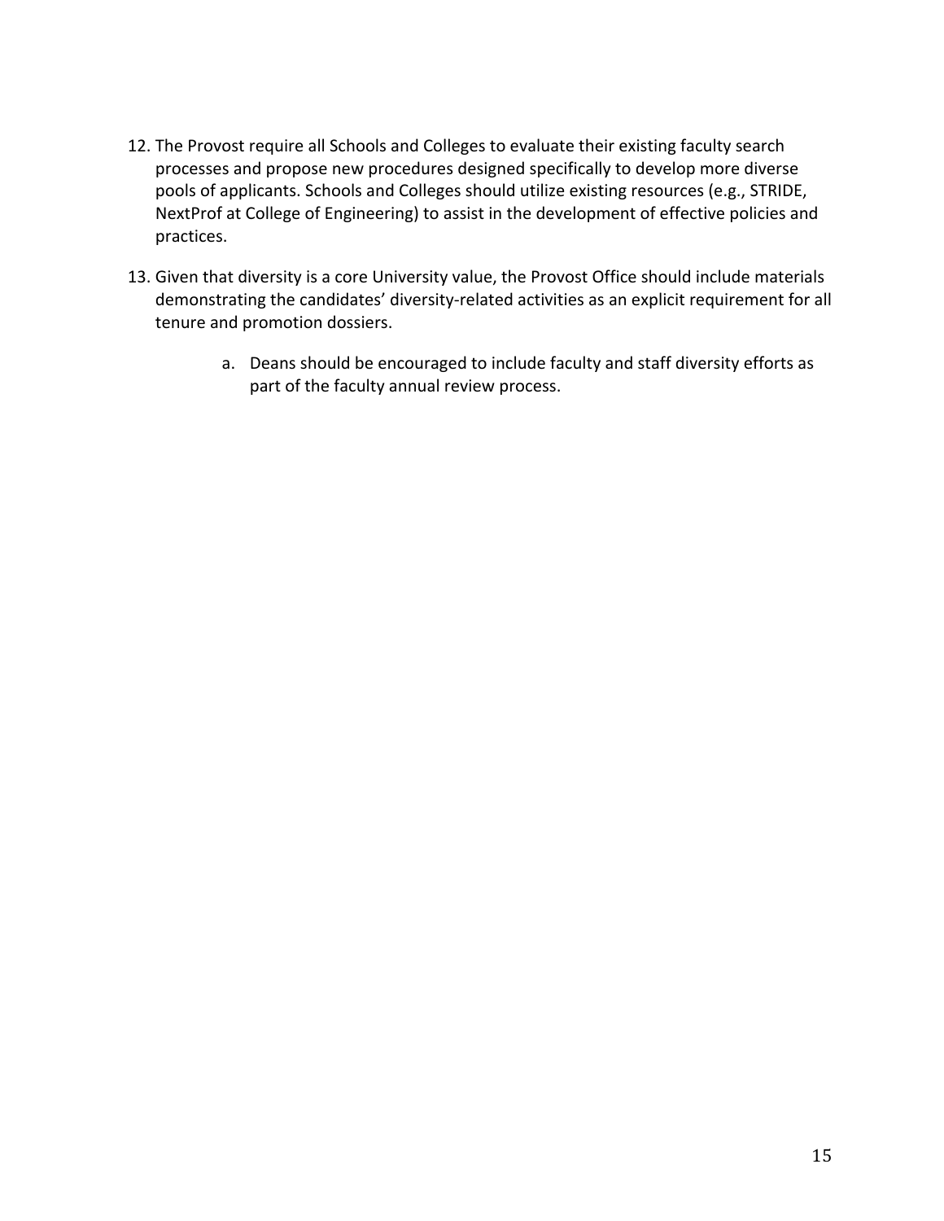12. The Provost require all Schools and Colleges to evaluate their existing faculty search processes and propose new procedures designed specifically to develop more diverse pools of applicants. Schools and Colleges should utilize existing resources (e.g., STRIDE, NextProf at College of Engineering) to assist in the development of effective policies and practices.

13. Given that diversity is a core University value, the Provost Office should include materials demonstrating the candidates' diversity-related activities as an explicit requirement for all tenure and promotion dossiers.

    a. Deans should be encouraged to include faculty and staff diversity efforts as part of the faculty annual review process.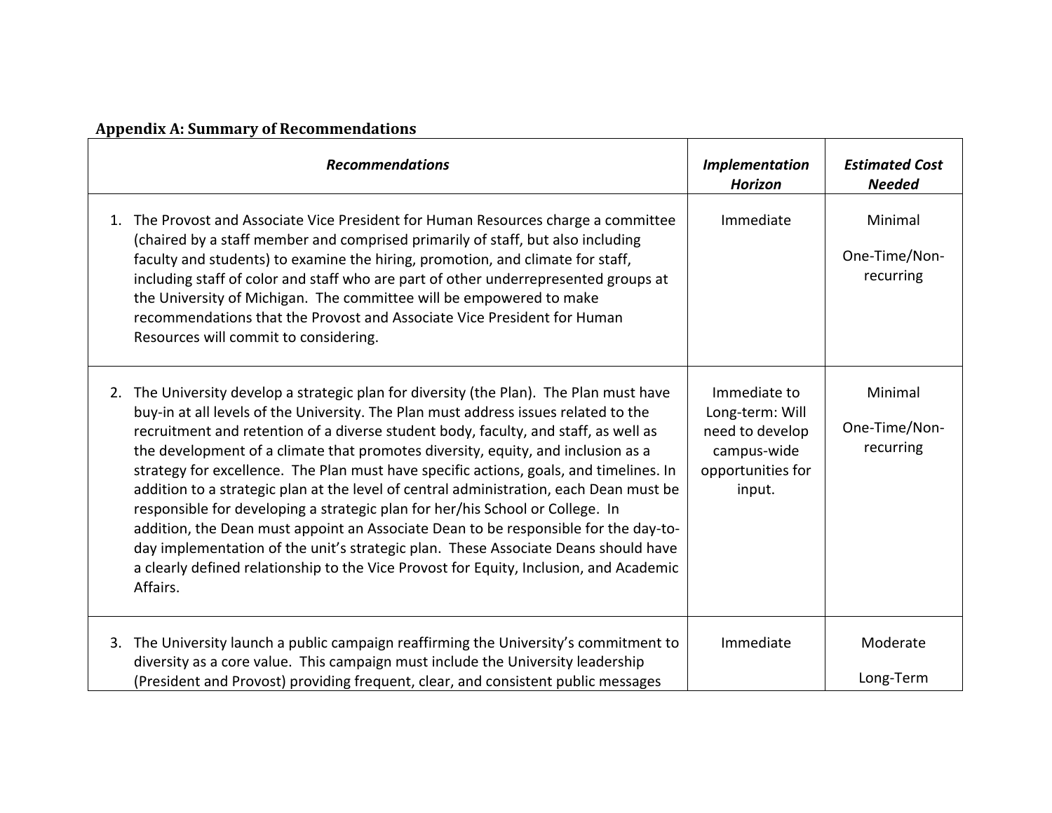**Appendix A: Summary of Recommendations**

| *Recommendations* | *Implementation Horizon* | *Estimated Cost Needed* |
|---|---|---|
| 1. The Provost and Associate Vice President for Human Resources charge a committee (chaired by a staff member and comprised primarily of staff, but also including faculty and students) to examine the hiring, promotion, and climate for staff, including staff of color and staff who are part of other underrepresented groups at the University of Michigan. The committee will be empowered to make recommendations that the Provost and Associate Vice President for Human Resources will commit to considering. | Immediate | Minimal<br><br>One-Time/Non-recurring |
| 2. The University develop a strategic plan for diversity (the Plan). The Plan must have buy-in at all levels of the University. The Plan must address issues related to the recruitment and retention of a diverse student body, faculty, and staff, as well as the development of a climate that promotes diversity, equity, and inclusion as a strategy for excellence. The Plan must have specific actions, goals, and timelines. In addition to a strategic plan at the level of central administration, each Dean must be responsible for developing a strategic plan for her/his School or College. In addition, the Dean must appoint an Associate Dean to be responsible for the day-to-day implementation of the unit's strategic plan. These Associate Deans should have a clearly defined relationship to the Vice Provost for Equity, Inclusion, and Academic Affairs. | Immediate to Long-term: Will need to develop campus-wide opportunities for input. | Minimal<br><br>One-Time/Non-recurring |
| 3. The University launch a public campaign reaffirming the University's commitment to diversity as a core value. This campaign must include the University leadership (President and Provost) providing frequent, clear, and consistent public messages | Immediate | Moderate<br><br>Long-Term |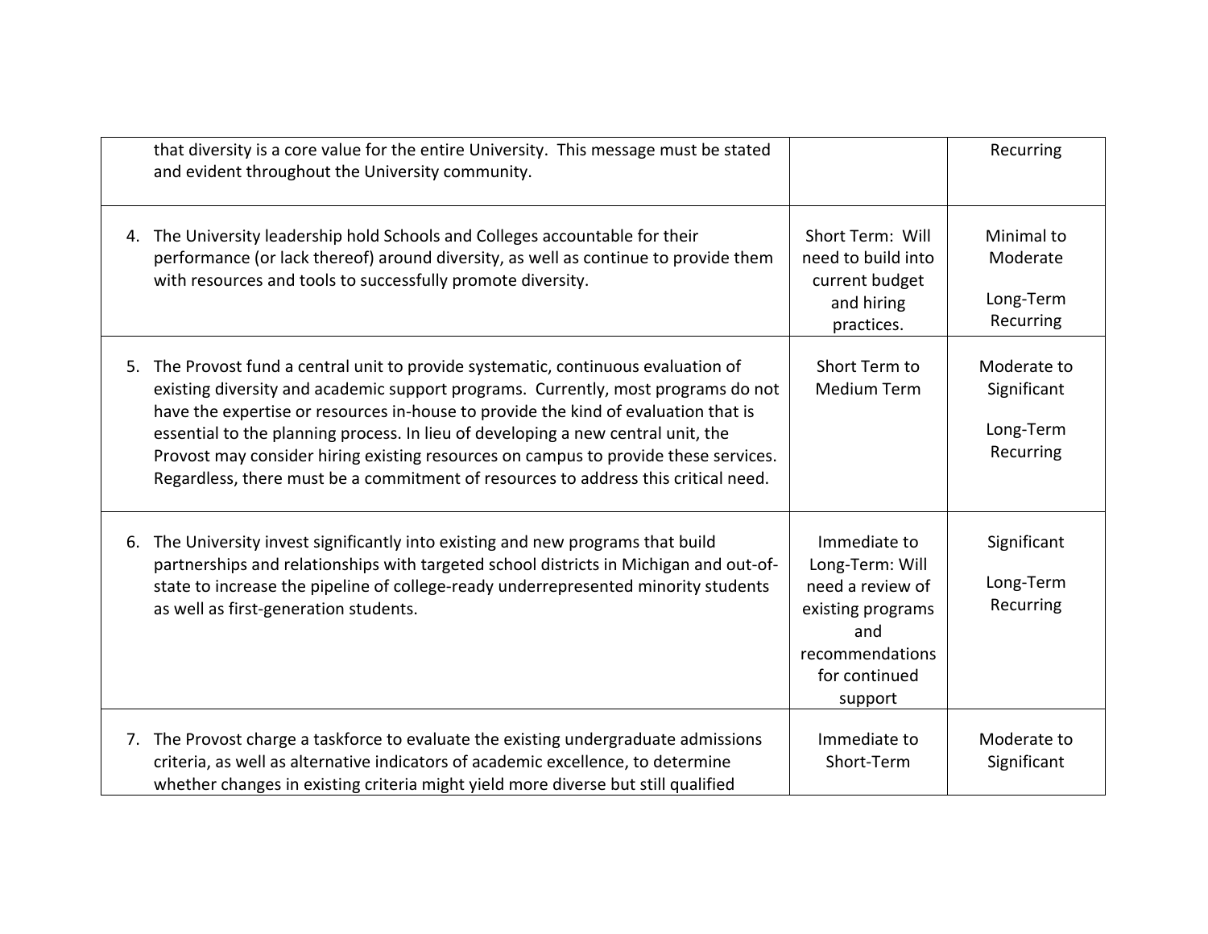| | | |
|---|---|---|
| that diversity is a core value for the entire University. This message must be stated and evident throughout the University community. | | Recurring |
| 4. The University leadership hold Schools and Colleges accountable for their performance (or lack thereof) around diversity, as well as continue to provide them with resources and tools to successfully promote diversity. | Short Term: Will need to build into current budget and hiring practices. | Minimal to Moderate<br><br>Long-Term Recurring |
| 5. The Provost fund a central unit to provide systematic, continuous evaluation of existing diversity and academic support programs. Currently, most programs do not have the expertise or resources in-house to provide the kind of evaluation that is essential to the planning process. In lieu of developing a new central unit, the Provost may consider hiring existing resources on campus to provide these services. Regardless, there must be a commitment of resources to address this critical need. | Short Term to Medium Term | Moderate to Significant<br><br>Long-Term Recurring |
| 6. The University invest significantly into existing and new programs that build partnerships and relationships with targeted school districts in Michigan and out-of-state to increase the pipeline of college-ready underrepresented minority students as well as first-generation students. | Immediate to Long-Term: Will need a review of existing programs and recommendations for continued support | Significant<br><br>Long-Term Recurring |
| 7. The Provost charge a taskforce to evaluate the existing undergraduate admissions criteria, as well as alternative indicators of academic excellence, to determine whether changes in existing criteria might yield more diverse but still qualified | Immediate to Short-Term | Moderate to Significant |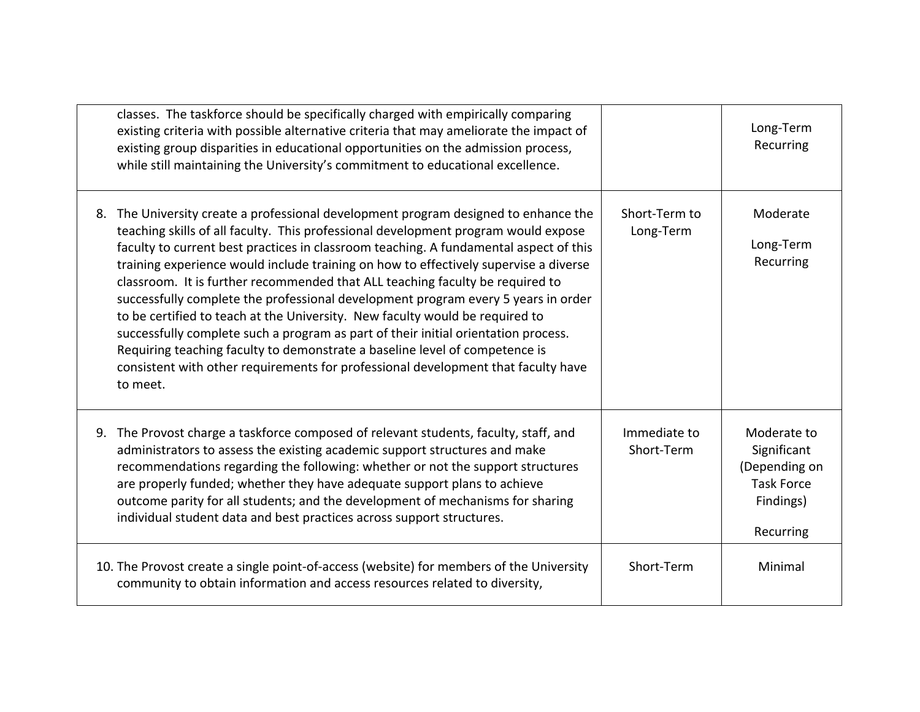| | | |
|---|---|---|
| classes. The taskforce should be specifically charged with empirically comparing existing criteria with possible alternative criteria that may ameliorate the impact of existing group disparities in educational opportunities on the admission process, while still maintaining the University's commitment to educational excellence. | | Long-Term Recurring |
| 8. The University create a professional development program designed to enhance the teaching skills of all faculty. This professional development program would expose faculty to current best practices in classroom teaching. A fundamental aspect of this training experience would include training on how to effectively supervise a diverse classroom. It is further recommended that ALL teaching faculty be required to successfully complete the professional development program every 5 years in order to be certified to teach at the University. New faculty would be required to successfully complete such a program as part of their initial orientation process. Requiring teaching faculty to demonstrate a baseline level of competence is consistent with other requirements for professional development that faculty have to meet. | Short-Term to Long-Term | Moderate<br><br>Long-Term Recurring |
| 9. The Provost charge a taskforce composed of relevant students, faculty, staff, and administrators to assess the existing academic support structures and make recommendations regarding the following: whether or not the support structures are properly funded; whether they have adequate support plans to achieve outcome parity for all students; and the development of mechanisms for sharing individual student data and best practices across support structures. | Immediate to Short-Term | Moderate to Significant (Depending on Task Force Findings)<br><br>Recurring |
| 10. The Provost create a single point-of-access (website) for members of the University community to obtain information and access resources related to diversity, | Short-Term | Minimal |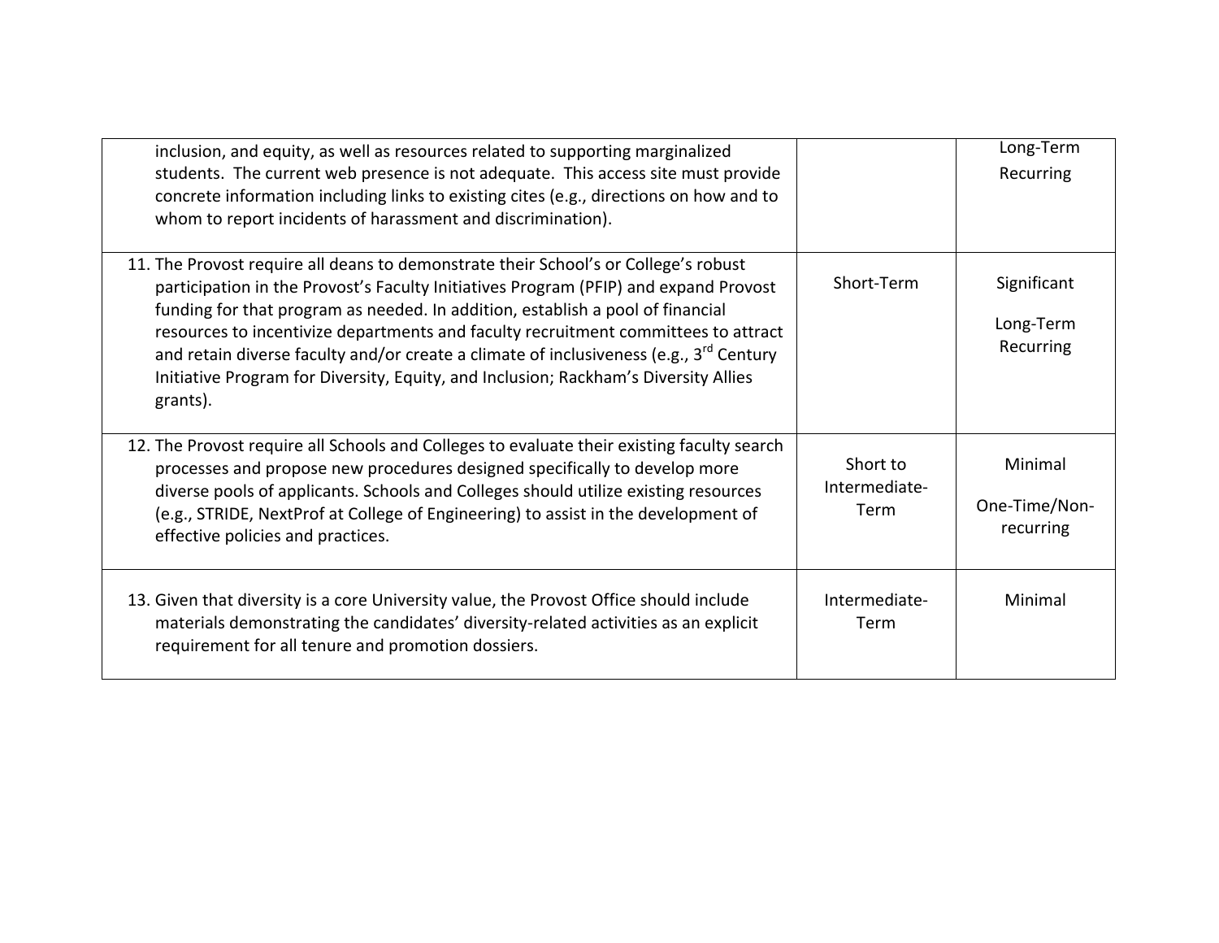| | | |
|---|---|---|
| inclusion, and equity, as well as resources related to supporting marginalized students. The current web presence is not adequate. This access site must provide concrete information including links to existing cites (e.g., directions on how and to whom to report incidents of harassment and discrimination). | | Long-Term Recurring |
| 11. The Provost require all deans to demonstrate their School's or College's robust participation in the Provost's Faculty Initiatives Program (PFIP) and expand Provost funding for that program as needed. In addition, establish a pool of financial resources to incentivize departments and faculty recruitment committees to attract and retain diverse faculty and/or create a climate of inclusiveness (e.g., 3rd Century Initiative Program for Diversity, Equity, and Inclusion; Rackham's Diversity Allies grants). | Short-Term | Significant<br><br>Long-Term Recurring |
| 12. The Provost require all Schools and Colleges to evaluate their existing faculty search processes and propose new procedures designed specifically to develop more diverse pools of applicants. Schools and Colleges should utilize existing resources (e.g., STRIDE, NextProf at College of Engineering) to assist in the development of effective policies and practices. | Short to Intermediate-Term | Minimal<br><br>One-Time/Non-recurring |
| 13. Given that diversity is a core University value, the Provost Office should include materials demonstrating the candidates' diversity-related activities as an explicit requirement for all tenure and promotion dossiers. | Intermediate-Term | Minimal |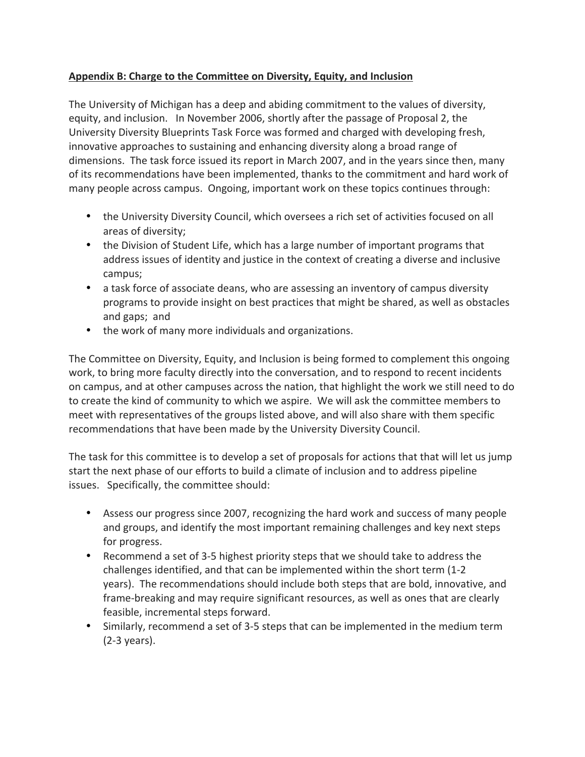## Appendix B: Charge to the Committee on Diversity, Equity, and Inclusion

The University of Michigan has a deep and abiding commitment to the values of diversity, equity, and inclusion. In November 2006, shortly after the passage of Proposal 2, the University Diversity Blueprints Task Force was formed and charged with developing fresh, innovative approaches to sustaining and enhancing diversity along a broad range of dimensions. The task force issued its report in March 2007, and in the years since then, many of its recommendations have been implemented, thanks to the commitment and hard work of many people across campus. Ongoing, important work on these topics continues through:

- the University Diversity Council, which oversees a rich set of activities focused on all areas of diversity;
- the Division of Student Life, which has a large number of important programs that address issues of identity and justice in the context of creating a diverse and inclusive campus;
- a task force of associate deans, who are assessing an inventory of campus diversity programs to provide insight on best practices that might be shared, as well as obstacles and gaps; and
- the work of many more individuals and organizations.

The Committee on Diversity, Equity, and Inclusion is being formed to complement this ongoing work, to bring more faculty directly into the conversation, and to respond to recent incidents on campus, and at other campuses across the nation, that highlight the work we still need to do to create the kind of community to which we aspire. We will ask the committee members to meet with representatives of the groups listed above, and will also share with them specific recommendations that have been made by the University Diversity Council.

The task for this committee is to develop a set of proposals for actions that that will let us jump start the next phase of our efforts to build a climate of inclusion and to address pipeline issues. Specifically, the committee should:

- Assess our progress since 2007, recognizing the hard work and success of many people and groups, and identify the most important remaining challenges and key next steps for progress.
- Recommend a set of 3-5 highest priority steps that we should take to address the challenges identified, and that can be implemented within the short term (1-2 years). The recommendations should include both steps that are bold, innovative, and frame-breaking and may require significant resources, as well as ones that are clearly feasible, incremental steps forward.
- Similarly, recommend a set of 3-5 steps that can be implemented in the medium term (2-3 years).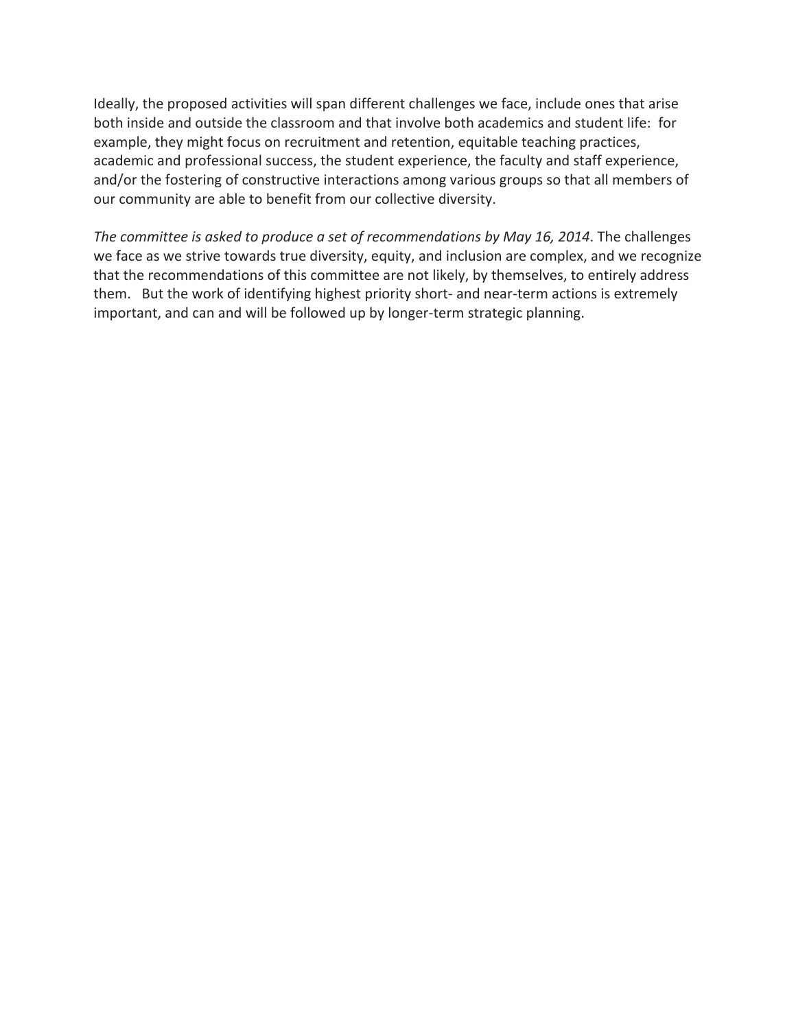Ideally, the proposed activities will span different challenges we face, include ones that arise both inside and outside the classroom and that involve both academics and student life: for example, they might focus on recruitment and retention, equitable teaching practices, academic and professional success, the student experience, the faculty and staff experience, and/or the fostering of constructive interactions among various groups so that all members of our community are able to benefit from our collective diversity.

*The committee is asked to produce a set of recommendations by May 16, 2014*. The challenges we face as we strive towards true diversity, equity, and inclusion are complex, and we recognize that the recommendations of this committee are not likely, by themselves, to entirely address them. But the work of identifying highest priority short- and near-term actions is extremely important, and can and will be followed up by longer-term strategic planning.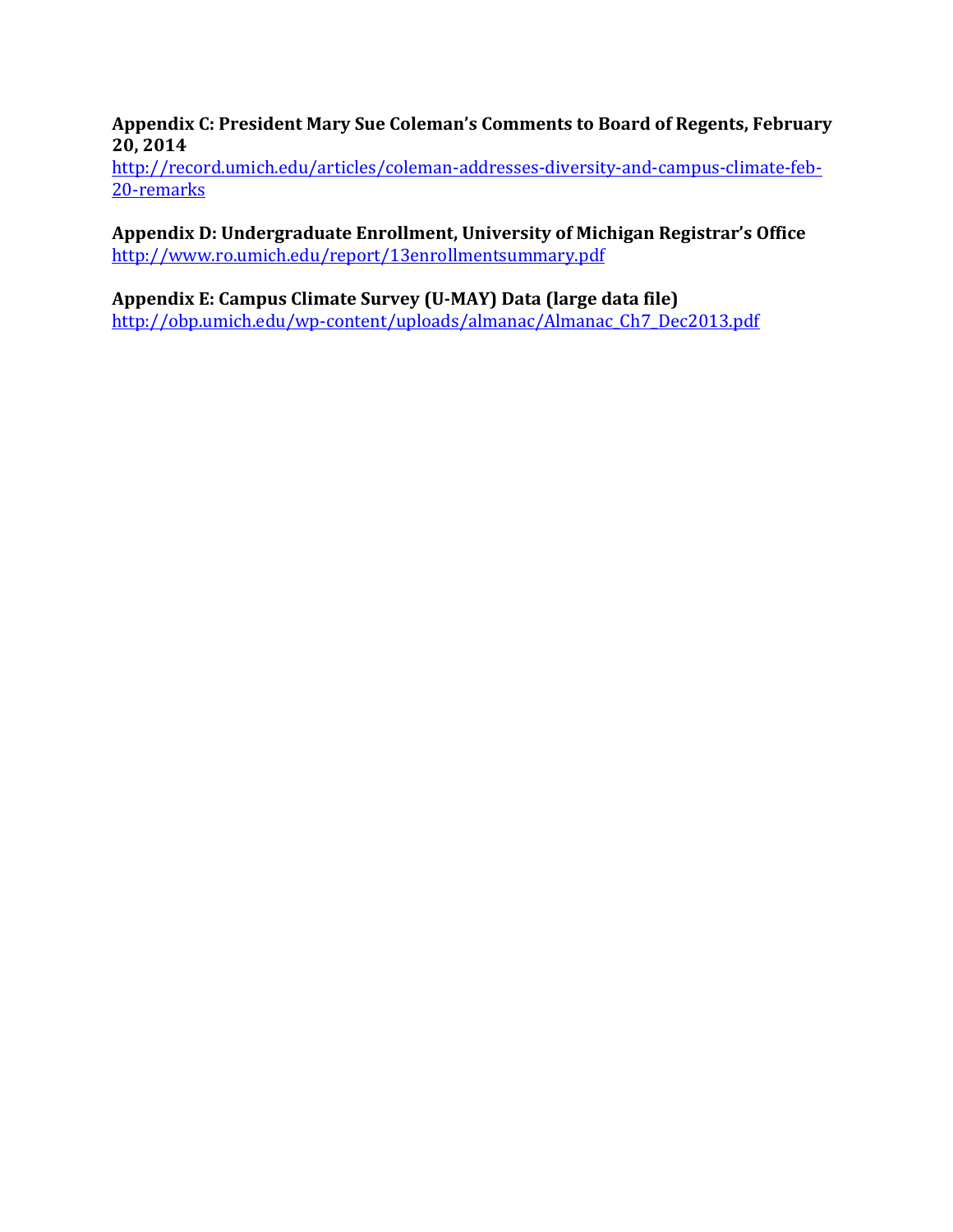**Appendix C: President Mary Sue Coleman's Comments to Board of Regents, February 20, 2014**

http://record.umich.edu/articles/coleman-addresses-diversity-and-campus-climate-feb-20-remarks

**Appendix D: Undergraduate Enrollment, University of Michigan Registrar's Office**

http://www.ro.umich.edu/report/13enrollmentsummary.pdf

**Appendix E: Campus Climate Survey (U-MAY) Data (large data file)**

http://obp.umich.edu/wp-content/uploads/almanac/Almanac_Ch7_Dec2013.pdf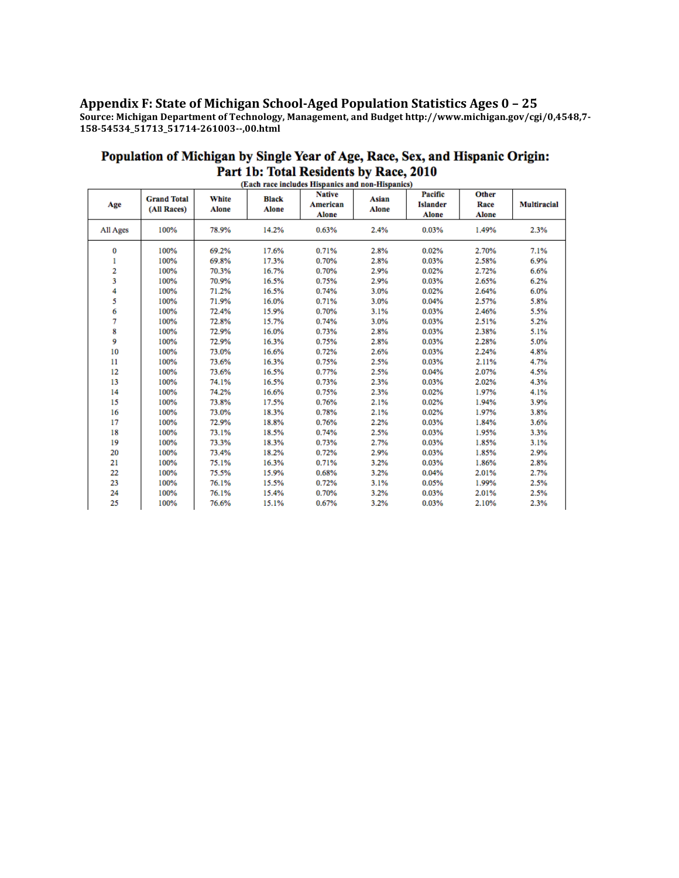# Appendix F: State of Michigan School-Aged Population Statistics Ages 0 – 25

**Source: Michigan Department of Technology, Management, and Budget http://www.michigan.gov/cgi/0,4548,7-158-54534_51713_51714-261003--,00.html**

## Population of Michigan by Single Year of Age, Race, Sex, and Hispanic Origin: Part 1b: Total Residents by Race, 2010

(Each race includes Hispanics and non-Hispanics)

| Age | Grand Total (All Races) | White Alone | Black Alone | Native American Alone | Asian Alone | Pacific Islander Alone | Other Race Alone | Multiracial |
|---|---|---|---|---|---|---|---|---|
| All Ages | 100% | 78.9% | 14.2% | 0.63% | 2.4% | 0.03% | 1.49% | 2.3% |
| 0 | 100% | 69.2% | 17.6% | 0.71% | 2.8% | 0.02% | 2.70% | 7.1% |
| 1 | 100% | 69.8% | 17.3% | 0.70% | 2.8% | 0.03% | 2.58% | 6.9% |
| 2 | 100% | 70.3% | 16.7% | 0.70% | 2.9% | 0.02% | 2.72% | 6.6% |
| 3 | 100% | 70.9% | 16.5% | 0.75% | 2.9% | 0.03% | 2.65% | 6.2% |
| 4 | 100% | 71.2% | 16.5% | 0.74% | 3.0% | 0.02% | 2.64% | 6.0% |
| 5 | 100% | 71.9% | 16.0% | 0.71% | 3.0% | 0.04% | 2.57% | 5.8% |
| 6 | 100% | 72.4% | 15.9% | 0.70% | 3.1% | 0.03% | 2.46% | 5.5% |
| 7 | 100% | 72.8% | 15.7% | 0.74% | 3.0% | 0.03% | 2.51% | 5.2% |
| 8 | 100% | 72.9% | 16.0% | 0.73% | 2.8% | 0.03% | 2.38% | 5.1% |
| 9 | 100% | 72.9% | 16.3% | 0.75% | 2.8% | 0.03% | 2.28% | 5.0% |
| 10 | 100% | 73.0% | 16.6% | 0.72% | 2.6% | 0.03% | 2.24% | 4.8% |
| 11 | 100% | 73.6% | 16.3% | 0.75% | 2.5% | 0.03% | 2.11% | 4.7% |
| 12 | 100% | 73.6% | 16.5% | 0.77% | 2.5% | 0.04% | 2.07% | 4.5% |
| 13 | 100% | 74.1% | 16.5% | 0.73% | 2.3% | 0.03% | 2.02% | 4.3% |
| 14 | 100% | 74.2% | 16.6% | 0.75% | 2.3% | 0.02% | 1.97% | 4.1% |
| 15 | 100% | 73.8% | 17.5% | 0.76% | 2.1% | 0.02% | 1.94% | 3.9% |
| 16 | 100% | 73.0% | 18.3% | 0.78% | 2.1% | 0.02% | 1.97% | 3.8% |
| 17 | 100% | 72.9% | 18.8% | 0.76% | 2.2% | 0.03% | 1.84% | 3.6% |
| 18 | 100% | 73.1% | 18.5% | 0.74% | 2.5% | 0.03% | 1.95% | 3.3% |
| 19 | 100% | 73.3% | 18.3% | 0.73% | 2.7% | 0.03% | 1.85% | 3.1% |
| 20 | 100% | 73.4% | 18.2% | 0.72% | 2.9% | 0.03% | 1.85% | 2.9% |
| 21 | 100% | 75.1% | 16.3% | 0.71% | 3.2% | 0.03% | 1.86% | 2.8% |
| 22 | 100% | 75.5% | 15.9% | 0.68% | 3.2% | 0.04% | 2.01% | 2.7% |
| 23 | 100% | 76.1% | 15.5% | 0.72% | 3.1% | 0.05% | 1.99% | 2.5% |
| 24 | 100% | 76.1% | 15.4% | 0.70% | 3.2% | 0.03% | 2.01% | 2.5% |
| 25 | 100% | 76.6% | 15.1% | 0.67% | 3.2% | 0.03% | 2.10% | 2.3% |